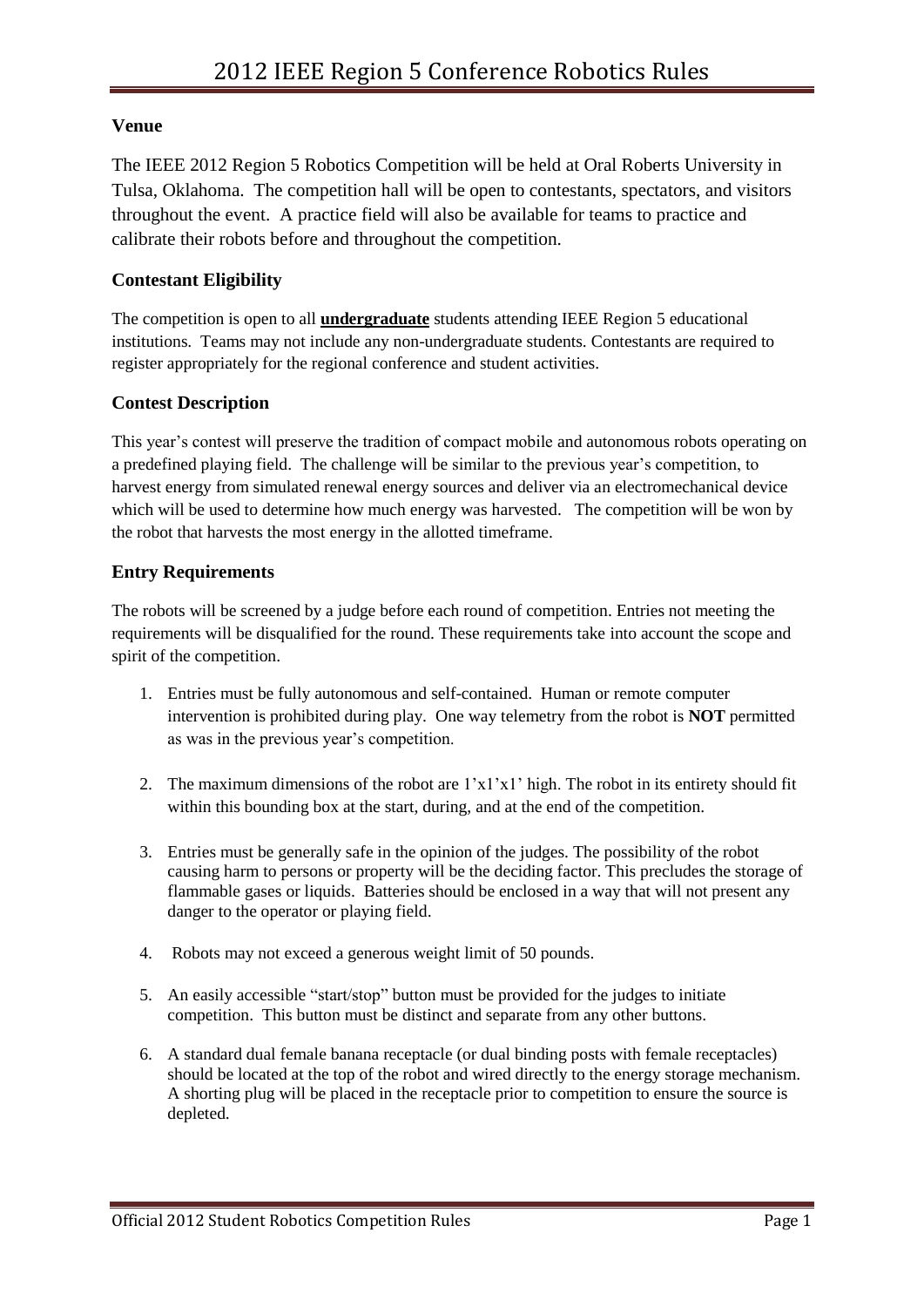# 2012 IEEE Region 5 Conference Robotics Rules

## Venue

The IEEE 2012 Region 5 Robotics Competition will be held at Oral Roberts University in Tulsa, Oklahoma. The competition hall will be open to contestants, spectators, and visitors throughout the event. A practice field will also be available for teams to practice and calibrate their robots before and throughout the competition.

## Contestant Eligibility

The competition is open to all **undergraduate** students attending IEEE Region 5 educational institutions. Teams may not include any non-undergraduate students. Contestants are required to register appropriately for the regional conference and student activities.

## Contest Description

This year's contest will preserve the tradition of compact mobile and autonomous robots operating on a predefined playing field. The challenge will be similar to the previous year's competition, to harvest energy from simulated renewal energy sources and deliver via an electromechanical device which will be used to determine how much energy was harvested. The competition will be won by the robot that harvests the most energy in the allotted timeframe.

## Entry Requirements

The robots will be screened by a judge before each round of competition. Entries not meeting the requirements will be disqualified for the round. These requirements take into account the scope and spirit of the competition.

1. Entries must be fully autonomous and self-contained. Human or remote computer intervention is prohibited during play. One way telemetry from the robot is **NOT** permitted as was in the previous year's competition.

2. The maximum dimensions of the robot are 1'x1'x1' high. The robot in its entirety should fit within this bounding box at the start, during, and at the end of the competition.

3. Entries must be generally safe in the opinion of the judges. The possibility of the robot causing harm to persons or property will be the deciding factor. This precludes the storage of flammable gases or liquids. Batteries should be enclosed in a way that will not present any danger to the operator or playing field.

4. Robots may not exceed a generous weight limit of 50 pounds.

5. An easily accessible "start/stop" button must be provided for the judges to initiate competition. This button must be distinct and separate from any other buttons.

6. A standard dual female banana receptacle (or dual binding posts with female receptacles) should be located at the top of the robot and wired directly to the energy storage mechanism. A shorting plug will be placed in the receptacle prior to competition to ensure the source is depleted.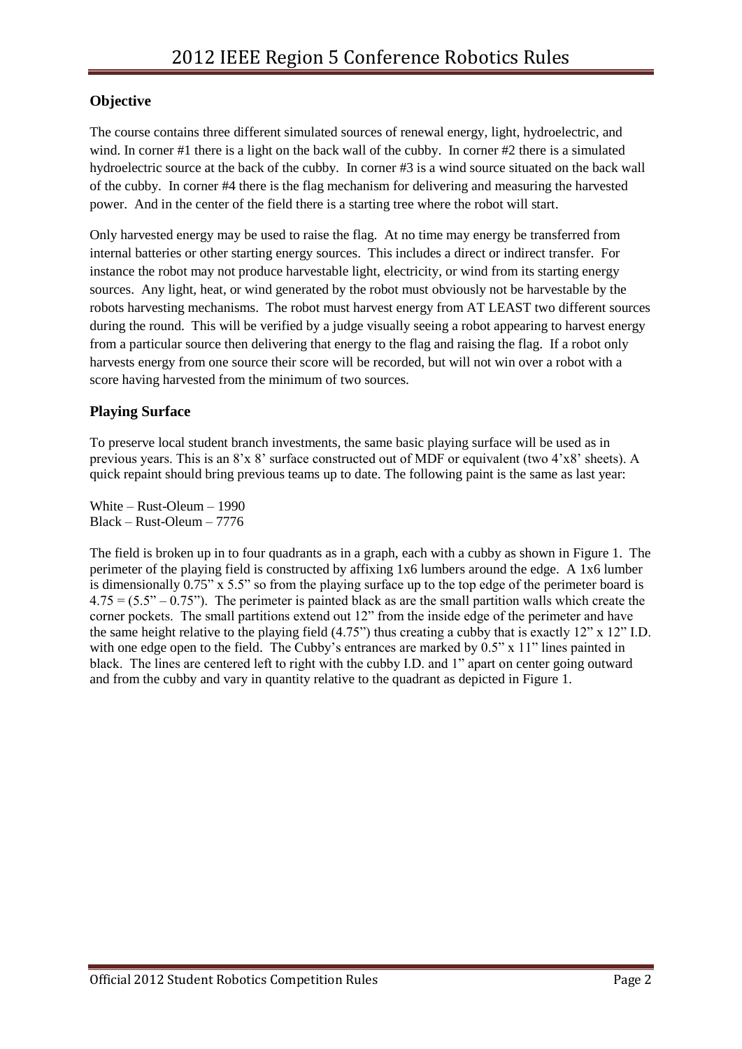## Objective

The course contains three different simulated sources of renewal energy, light, hydroelectric, and wind. In corner #1 there is a light on the back wall of the cubby. In corner #2 there is a simulated hydroelectric source at the back of the cubby. In corner #3 is a wind source situated on the back wall of the cubby. In corner #4 there is the flag mechanism for delivering and measuring the harvested power. And in the center of the field there is a starting tree where the robot will start.

Only harvested energy may be used to raise the flag. At no time may energy be transferred from internal batteries or other starting energy sources. This includes a direct or indirect transfer. For instance the robot may not produce harvestable light, electricity, or wind from its starting energy sources. Any light, heat, or wind generated by the robot must obviously not be harvestable by the robots harvesting mechanisms. The robot must harvest energy from AT LEAST two different sources during the round. This will be verified by a judge visually seeing a robot appearing to harvest energy from a particular source then delivering that energy to the flag and raising the flag. If a robot only harvests energy from one source their score will be recorded, but will not win over a robot with a score having harvested from the minimum of two sources.

## Playing Surface

To preserve local student branch investments, the same basic playing surface will be used as in previous years. This is an 8'x 8' surface constructed out of MDF or equivalent (two 4'x8' sheets). A quick repaint should bring previous teams up to date. The following paint is the same as last year:

White – Rust-Oleum – 1990
Black – Rust-Oleum – 7776

The field is broken up in to four quadrants as in a graph, each with a cubby as shown in Figure 1. The perimeter of the playing field is constructed by affixing 1x6 lumbers around the edge. A 1x6 lumber is dimensionally 0.75" x 5.5" so from the playing surface up to the top edge of the perimeter board is 4.75 = (5.5" – 0.75"). The perimeter is painted black as are the small partition walls which create the corner pockets. The small partitions extend out 12" from the inside edge of the perimeter and have the same height relative to the playing field (4.75") thus creating a cubby that is exactly 12" x 12" I.D. with one edge open to the field. The Cubby's entrances are marked by 0.5" x 11" lines painted in black. The lines are centered left to right with the cubby I.D. and 1" apart on center going outward and from the cubby and vary in quantity relative to the quadrant as depicted in Figure 1.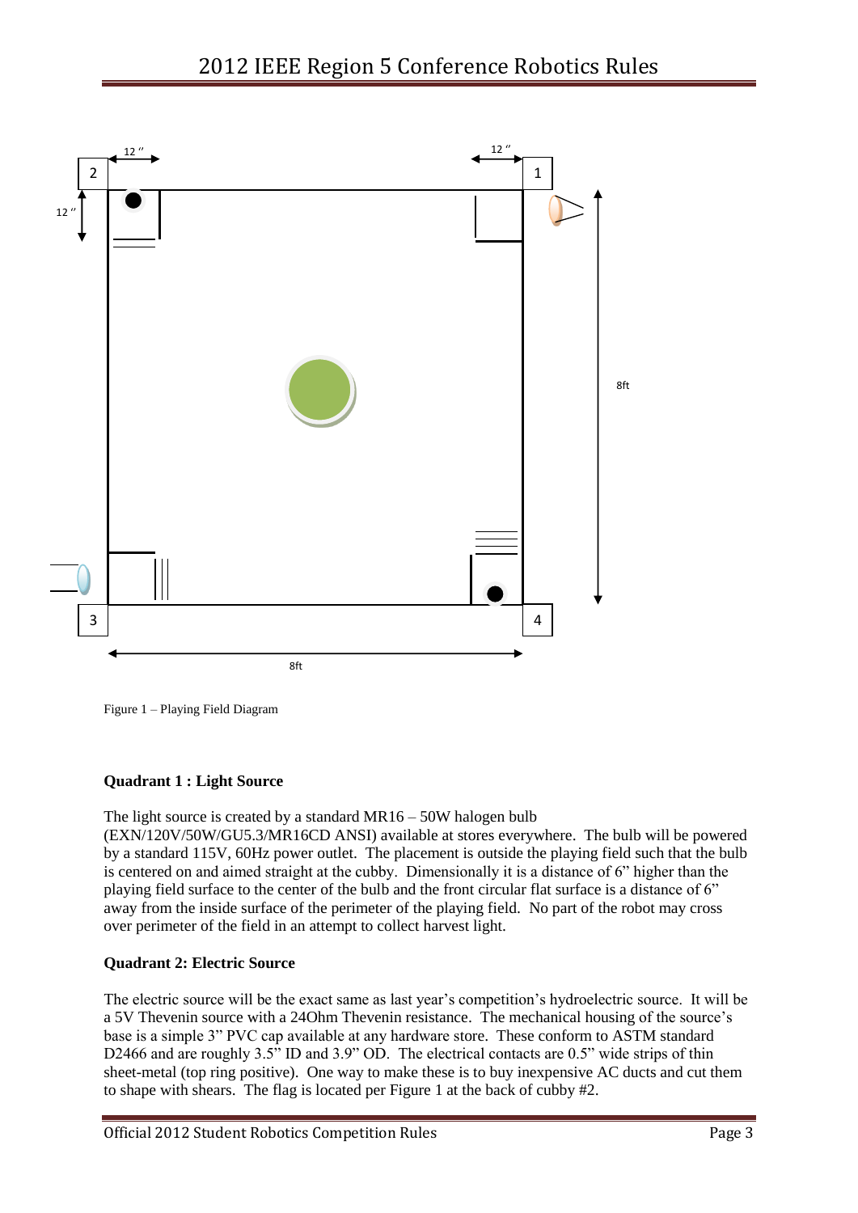Figure 1 – Playing Field Diagram

**Quadrant 1 : Light Source**

The light source is created by a standard MR16 – 50W halogen bulb (EXN/120V/50W/GU5.3/MR16CD ANSI) available at stores everywhere. The bulb will be powered by a standard 115V, 60Hz power outlet. The placement is outside the playing field such that the bulb is centered on and aimed straight at the cubby. Dimensionally it is a distance of 6" higher than the playing field surface to the center of the bulb and the front circular flat surface is a distance of 6" away from the inside surface of the perimeter of the playing field. No part of the robot may cross over perimeter of the field in an attempt to collect harvest light.

**Quadrant 2: Electric Source**

The electric source will be the exact same as last year's competition's hydroelectric source. It will be a 5V Thevenin source with a 24Ohm Thevenin resistance. The mechanical housing of the source's base is a simple 3" PVC cap available at any hardware store. These conform to ASTM standard D2466 and are roughly 3.5" ID and 3.9" OD. The electrical contacts are 0.5" wide strips of thin sheet-metal (top ring positive). One way to make these is to buy inexpensive AC ducts and cut them to shape with shears. The flag is located per Figure 1 at the back of cubby #2.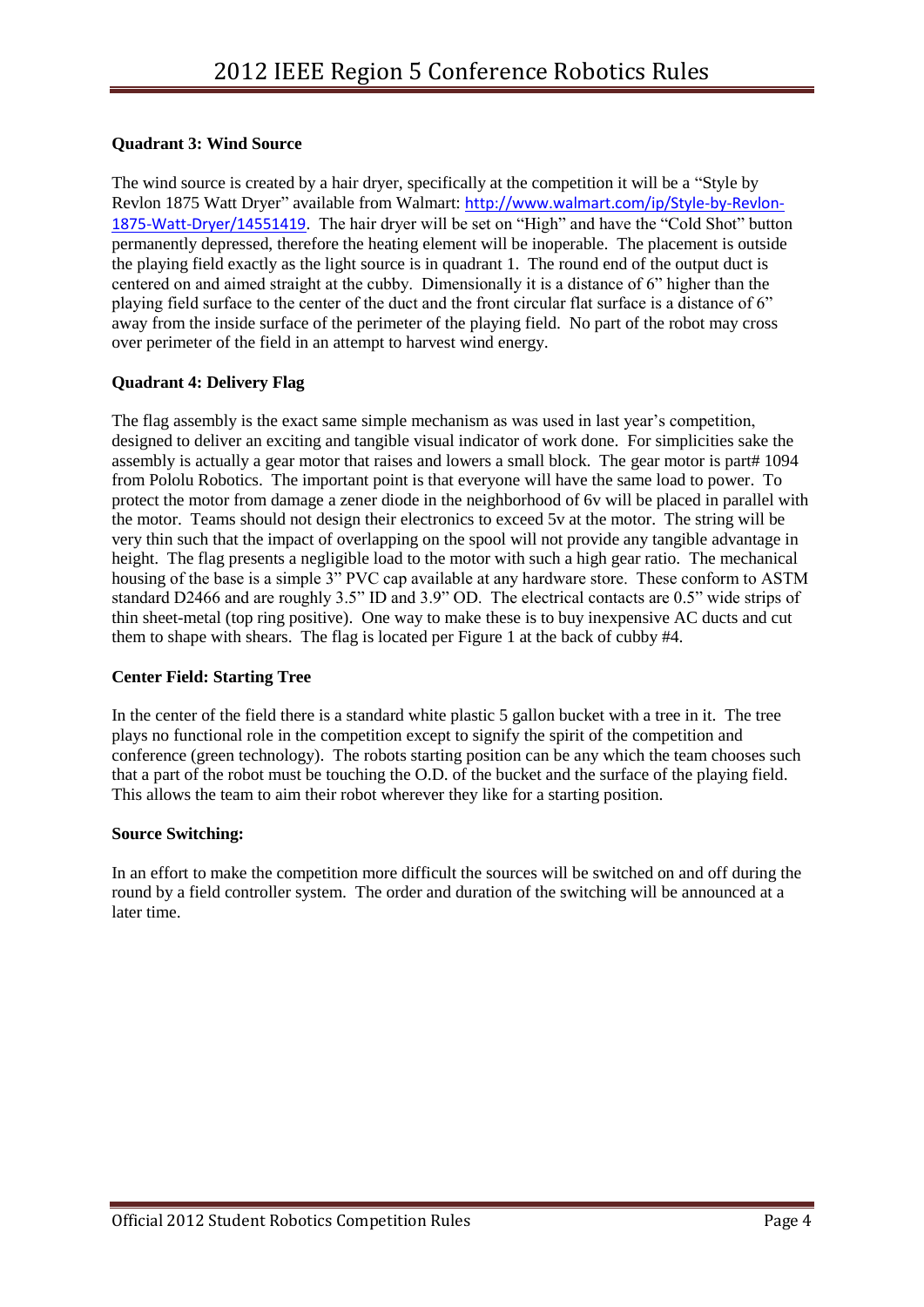**Quadrant 3: Wind Source**

The wind source is created by a hair dryer, specifically at the competition it will be a "Style by Revlon 1875 Watt Dryer" available from Walmart: http://www.walmart.com/ip/Style-by-Revlon-1875-Watt-Dryer/14551419. The hair dryer will be set on "High" and have the "Cold Shot" button permanently depressed, therefore the heating element will be inoperable. The placement is outside the playing field exactly as the light source is in quadrant 1. The round end of the output duct is centered on and aimed straight at the cubby. Dimensionally it is a distance of 6" higher than the playing field surface to the center of the duct and the front circular flat surface is a distance of 6" away from the inside surface of the perimeter of the playing field. No part of the robot may cross over perimeter of the field in an attempt to harvest wind energy.

**Quadrant 4: Delivery Flag**

The flag assembly is the exact same simple mechanism as was used in last year's competition, designed to deliver an exciting and tangible visual indicator of work done. For simplicities sake the assembly is actually a gear motor that raises and lowers a small block. The gear motor is part# 1094 from Pololu Robotics. The important point is that everyone will have the same load to power. To protect the motor from damage a zener diode in the neighborhood of 6v will be placed in parallel with the motor. Teams should not design their electronics to exceed 5v at the motor. The string will be very thin such that the impact of overlapping on the spool will not provide any tangible advantage in height. The flag presents a negligible load to the motor with such a high gear ratio. The mechanical housing of the base is a simple 3" PVC cap available at any hardware store. These conform to ASTM standard D2466 and are roughly 3.5" ID and 3.9" OD. The electrical contacts are 0.5" wide strips of thin sheet-metal (top ring positive). One way to make these is to buy inexpensive AC ducts and cut them to shape with shears. The flag is located per Figure 1 at the back of cubby #4.

**Center Field: Starting Tree**

In the center of the field there is a standard white plastic 5 gallon bucket with a tree in it. The tree plays no functional role in the competition except to signify the spirit of the competition and conference (green technology). The robots starting position can be any which the team chooses such that a part of the robot must be touching the O.D. of the bucket and the surface of the playing field. This allows the team to aim their robot wherever they like for a starting position.

**Source Switching:**

In an effort to make the competition more difficult the sources will be switched on and off during the round by a field controller system. The order and duration of the switching will be announced at a later time.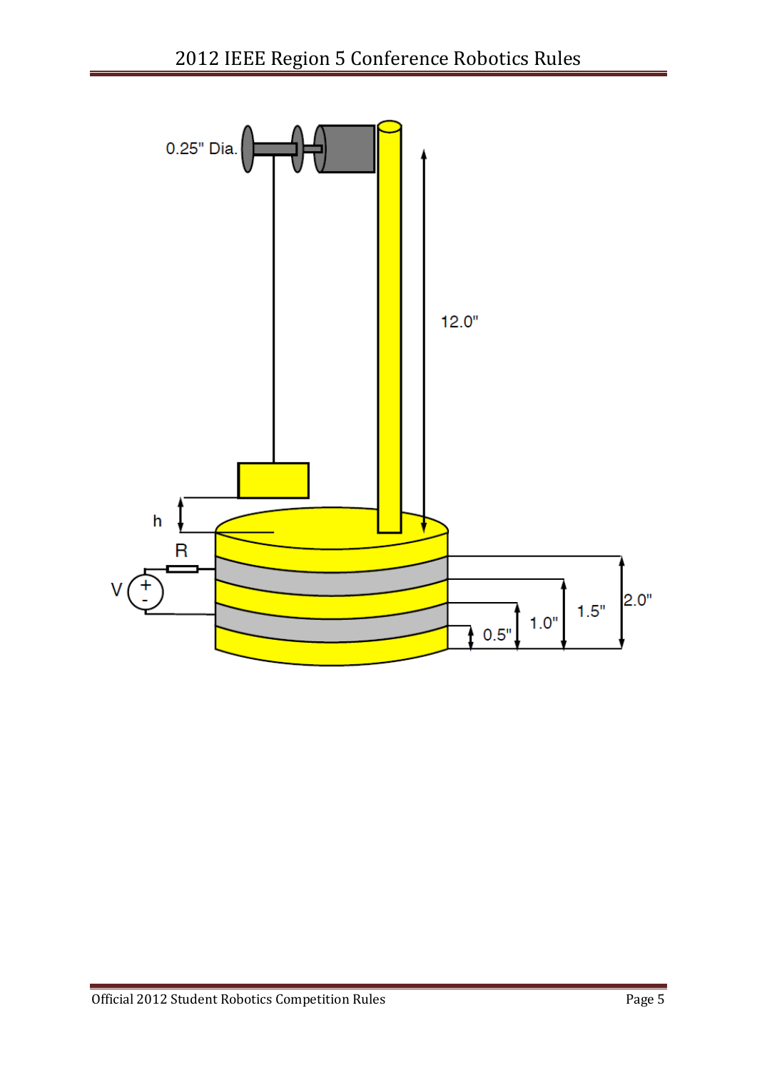0.25" Dia.

12.0"

h

R

V

0.5"

1.0"

1.5"

2.0"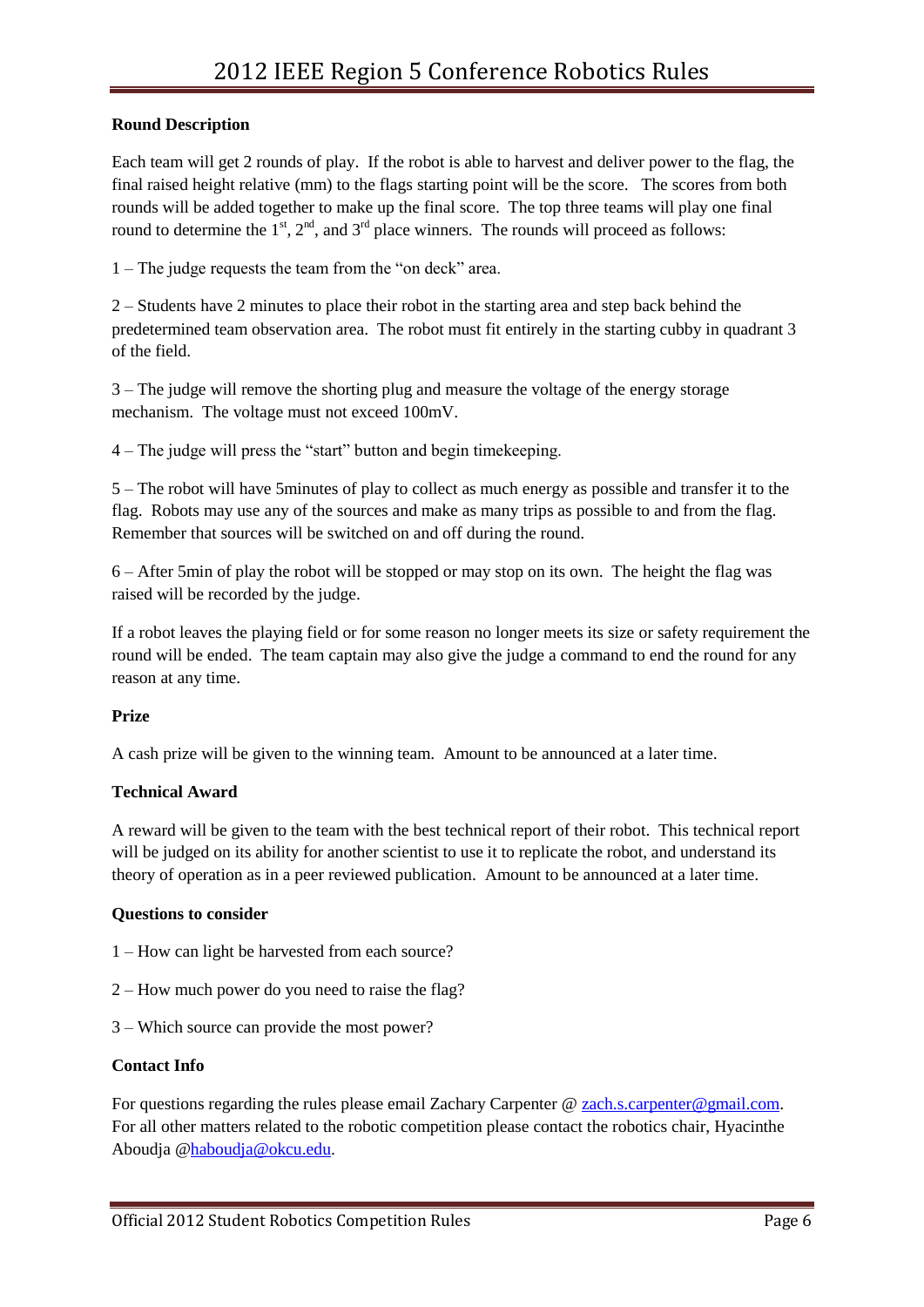**Round Description**

Each team will get 2 rounds of play. If the robot is able to harvest and deliver power to the flag, the final raised height relative (mm) to the flags starting point will be the score. The scores from both rounds will be added together to make up the final score. The top three teams will play one final round to determine the 1st, 2nd, and 3rd place winners. The rounds will proceed as follows:

1 – The judge requests the team from the "on deck" area.

2 – Students have 2 minutes to place their robot in the starting area and step back behind the predetermined team observation area. The robot must fit entirely in the starting cubby in quadrant 3 of the field.

3 – The judge will remove the shorting plug and measure the voltage of the energy storage mechanism. The voltage must not exceed 100mV.

4 – The judge will press the "start" button and begin timekeeping.

5 – The robot will have 5minutes of play to collect as much energy as possible and transfer it to the flag. Robots may use any of the sources and make as many trips as possible to and from the flag. Remember that sources will be switched on and off during the round.

6 – After 5min of play the robot will be stopped or may stop on its own. The height the flag was raised will be recorded by the judge.

If a robot leaves the playing field or for some reason no longer meets its size or safety requirement the round will be ended. The team captain may also give the judge a command to end the round for any reason at any time.

**Prize**

A cash prize will be given to the winning team. Amount to be announced at a later time.

**Technical Award**

A reward will be given to the team with the best technical report of their robot. This technical report will be judged on its ability for another scientist to use it to replicate the robot, and understand its theory of operation as in a peer reviewed publication. Amount to be announced at a later time.

**Questions to consider**

1 – How can light be harvested from each source?

2 – How much power do you need to raise the flag?

3 – Which source can provide the most power?

**Contact Info**

For questions regarding the rules please email Zachary Carpenter @ zach.s.carpenter@gmail.com. For all other matters related to the robotic competition please contact the robotics chair, Hyacinthe Aboudja @haboudja@okcu.edu.